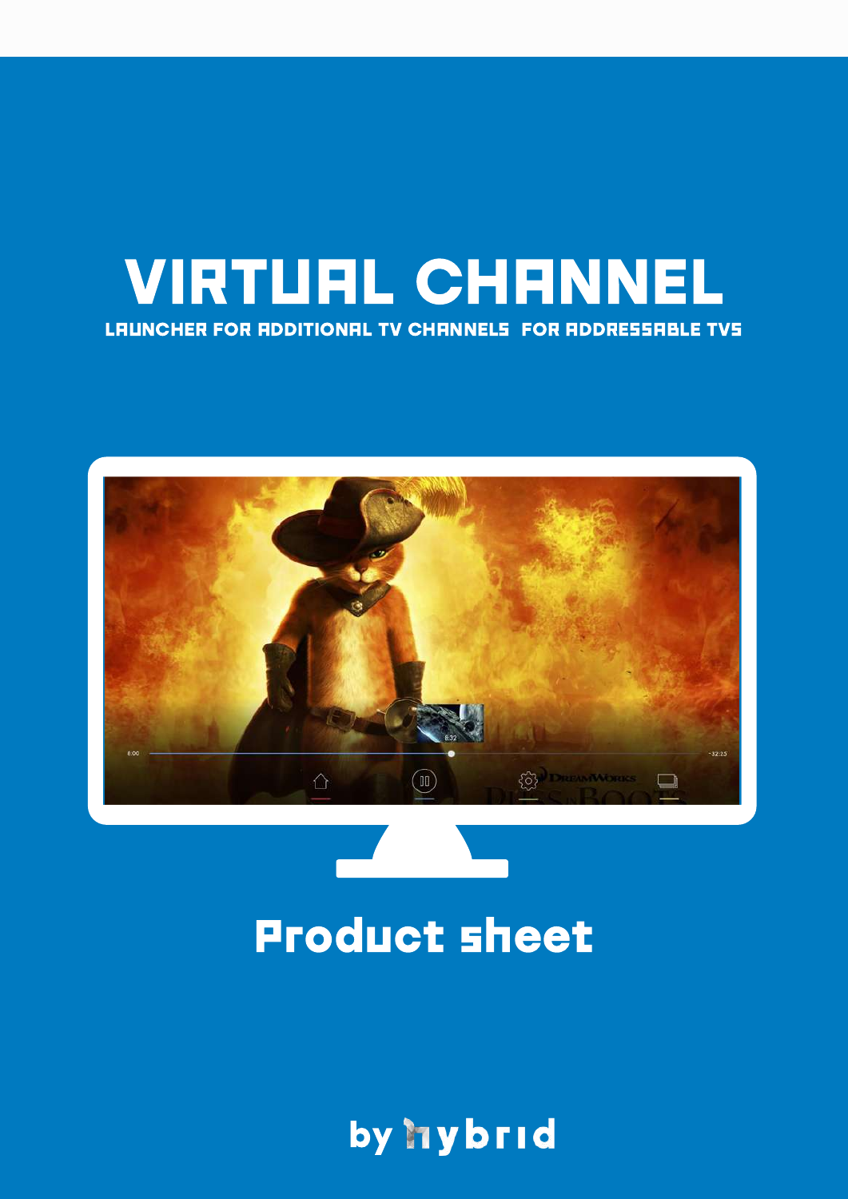# VIRTUAL CHANNEL

LAUNCHER FOR ADDITIONAL TV CHANNELS FOR ADDRESSABLE TVS

## Product sheet

by hybrid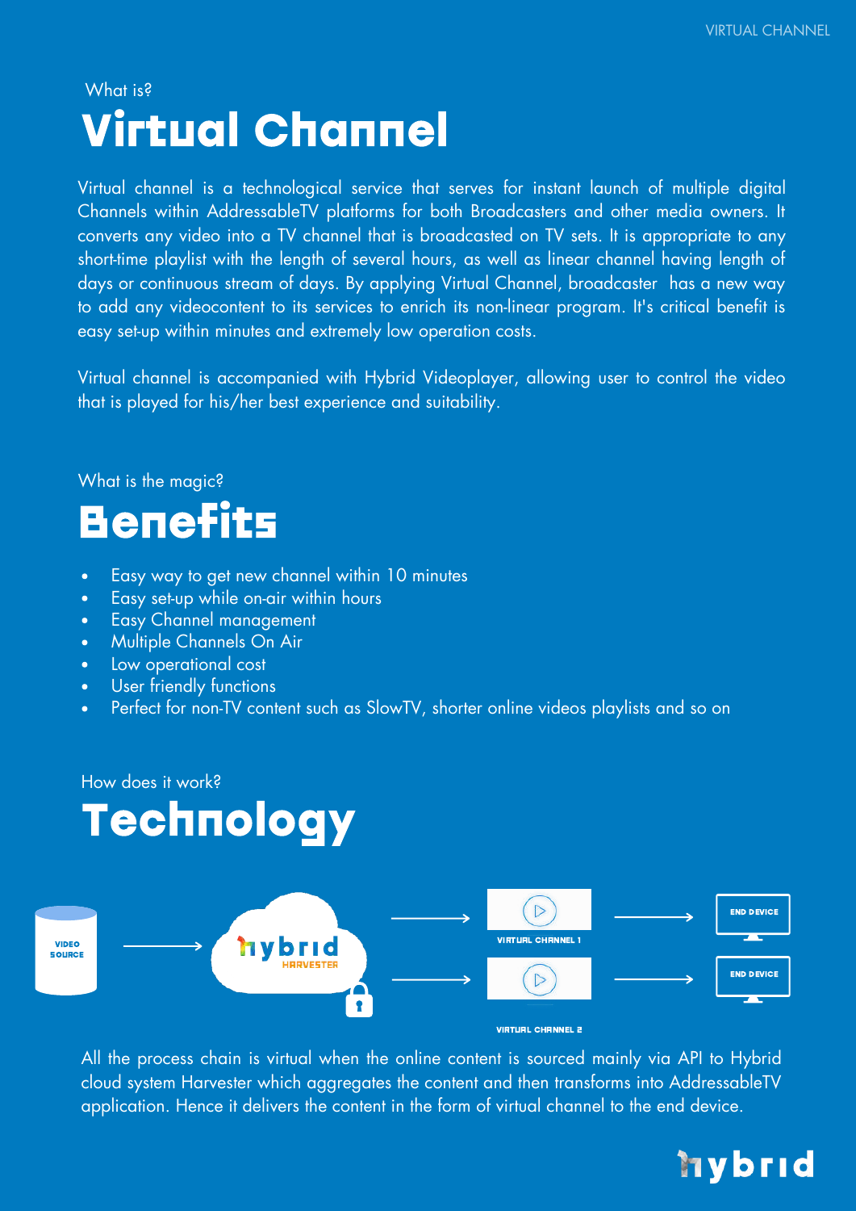What is?

# Virtual Channel

Virtual channel is a technological service that serves for instant launch of multiple digital Channels within AddressableTV platforms for both Broadcasters and other media owners. It converts any video into a TV channel that is broadcasted on TV sets. It is appropriate to any short-time playlist with the length of several hours, as well as linear channel having length of days or continuous stream of days. By applying Virtual Channel, broadcaster has a new way to add any videocontent to its services to enrich its non-linear program. It's critical benefit is easy set-up within minutes and extremely low operation costs.

Virtual channel is accompanied with Hybrid Videoplayer, allowing user to control the video that is played for his/her best experience and suitability.

What is the magic?

# Benefits

- Easy way to get new channel within 10 minutes
- Easy set-up while on-air within hours
- Easy Channel management
- Multiple Channels On Air
- Low operational cost
- User friendly functions
- Perfect for non-TV content such as SlowTV, shorter online videos playlists and so on

How does it work?

# Technology

VIDEO SOURCE → hybrid HARVESTER → VIRTUAL CHANNEL 1 → END DEVICE

hybrid HARVESTER → VIRTUAL CHANNEL 2 → END DEVICE

All the process chain is virtual when the online content is sourced mainly via API to Hybrid cloud system Harvester which aggregates the content and then transforms into AddressableTV application. Hence it delivers the content in the form of virtual channel to the end device.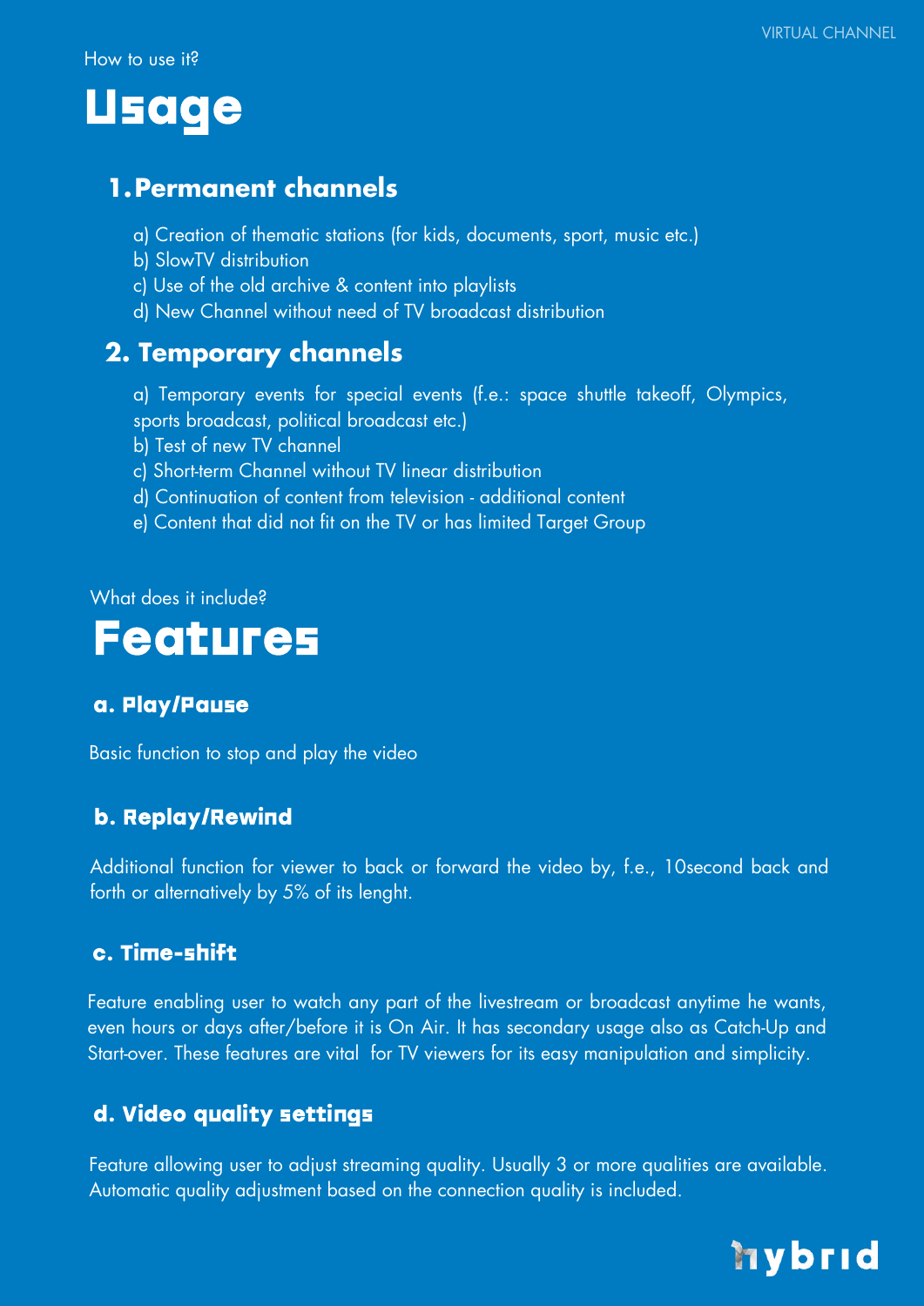How to use it?

# Usage

## 1. Permanent channels

a) Creation of thematic stations (for kids, documents, sport, music etc.)
b) SlowTV distribution
c) Use of the old archive & content into playlists
d) New Channel without need of TV broadcast distribution

## 2. Temporary channels

a) Temporary events for special events (f.e.: space shuttle takeoff, Olympics, sports broadcast, political broadcast etc.)
b) Test of new TV channel
c) Short-term Channel without TV linear distribution
d) Continuation of content from television - additional content
e) Content that did not fit on the TV or has limited Target Group

What does it include?

# Features

### a. Play/Pause

Basic function to stop and play the video

### b. Replay/Rewind

Additional function for viewer to back or forward the video by, f.e., 10second back and forth or alternatively by 5% of its lenght.

### c. Time-shift

Feature enabling user to watch any part of the livestream or broadcast anytime he wants, even hours or days after/before it is On Air. It has secondary usage also as Catch-Up and Start-over. These features are vital for TV viewers for its easy manipulation and simplicity.

### d. Video quality settings

Feature allowing user to adjust streaming quality. Usually 3 or more qualities are available. Automatic quality adjustment based on the connection quality is included.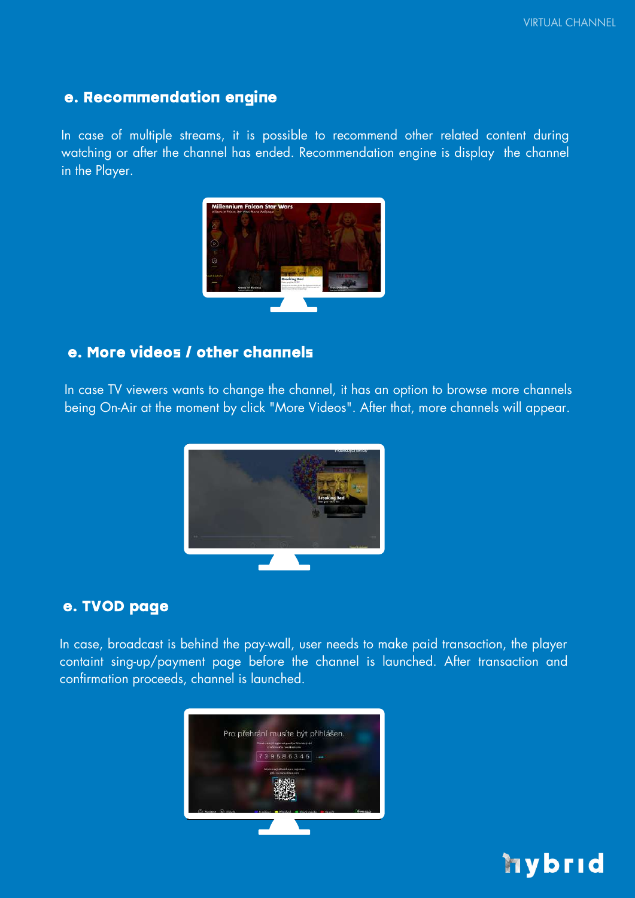## e. Recommendation engine

In case of multiple streams, it is possible to recommend other related content during watching or after the channel has ended. Recommendation engine is display the channel in the Player.

## e. More videos / other channels

In case TV viewers wants to change the channel, it has an option to browse more channels being On-Air at the moment by click "More Videos". After that, more channels will appear.

## e. TVOD page

In case, broadcast is behind the pay-wall, user needs to make paid transaction, the player containt sing-up/payment page before the channel is launched. After transaction and confirmation proceeds, channel is launched.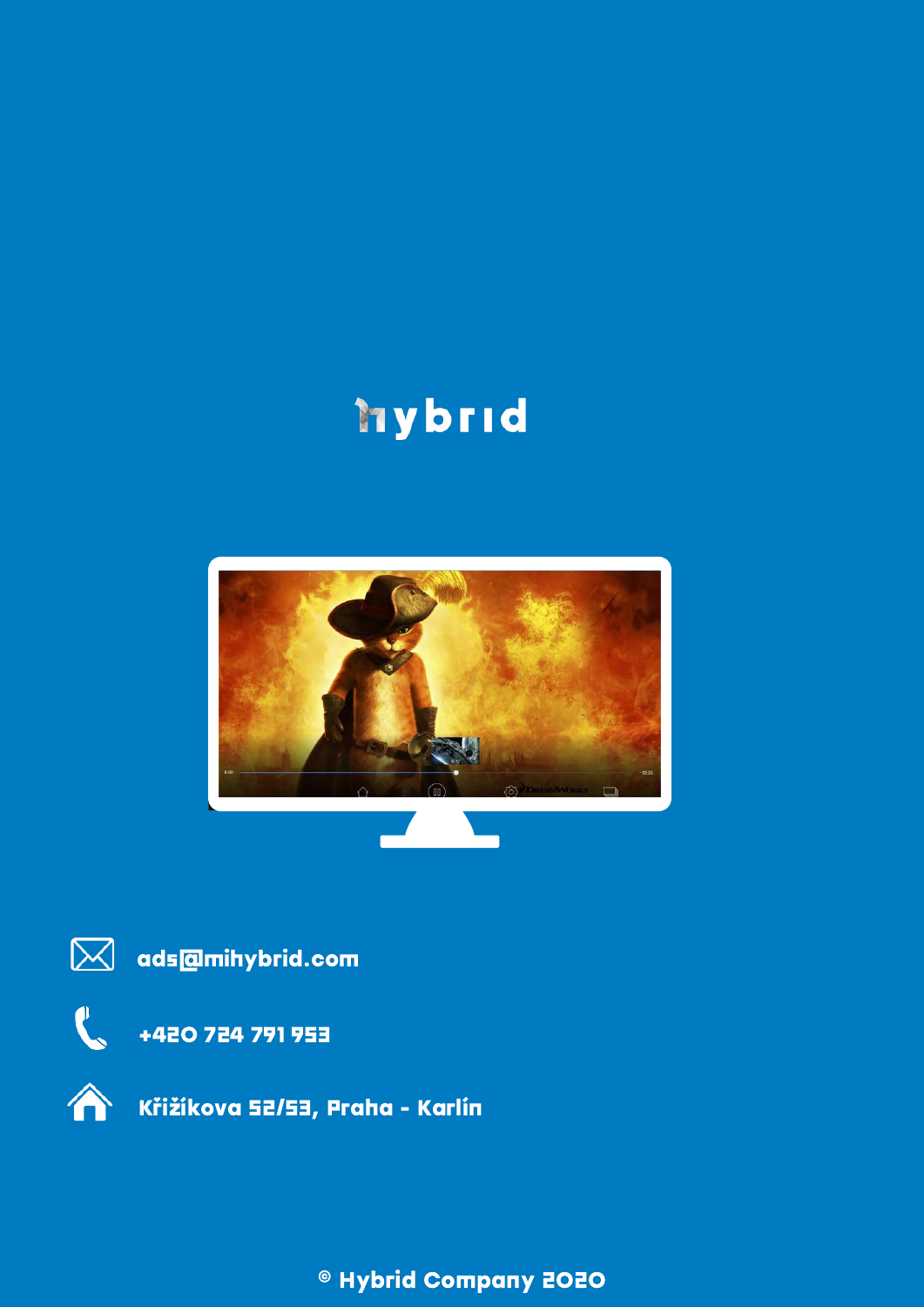hybrid

ads@mihybrid.com

+420 724 791 953

Křižíkova 52/53, Praha - Karlín

© Hybrid Company 2020